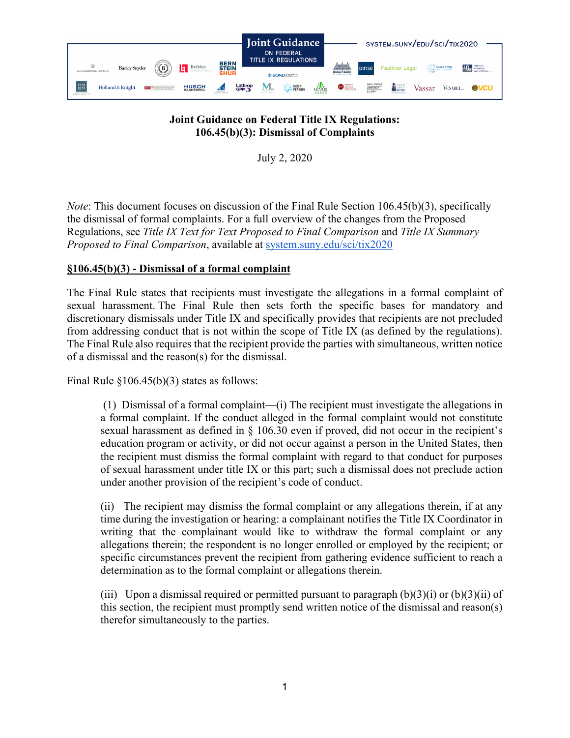Joint Guidance ON FEDERAL TITLE IX REGULATIONS

SYSTEM.SUNY/EDU/SCI/TIX2020

# Joint Guidance on Federal Title IX Regulations: 106.45(b)(3): Dismissal of Complaints

July 2, 2020

*Note*: This document focuses on discussion of the Final Rule Section 106.45(b)(3), specifically the dismissal of formal complaints. For a full overview of the changes from the Proposed Regulations, see *Title IX Text for Text Proposed to Final Comparison* and *Title IX Summary Proposed to Final Comparison*, available at [system.suny.edu/sci/tix2020](system.suny.edu/sci/tix2020)

## §106.45(b)(3) - Dismissal of a formal complaint

The Final Rule states that recipients must investigate the allegations in a formal complaint of sexual harassment. The Final Rule then sets forth the specific bases for mandatory and discretionary dismissals under Title IX and specifically provides that recipients are not precluded from addressing conduct that is not within the scope of Title IX (as defined by the regulations). The Final Rule also requires that the recipient provide the parties with simultaneous, written notice of a dismissal and the reason(s) for the dismissal.

Final Rule §106.45(b)(3) states as follows:

> (1) Dismissal of a formal complaint—(i) The recipient must investigate the allegations in a formal complaint. If the conduct alleged in the formal complaint would not constitute sexual harassment as defined in § 106.30 even if proved, did not occur in the recipient's education program or activity, or did not occur against a person in the United States, then the recipient must dismiss the formal complaint with regard to that conduct for purposes of sexual harassment under title IX or this part; such a dismissal does not preclude action under another provision of the recipient's code of conduct.
>
> (ii) The recipient may dismiss the formal complaint or any allegations therein, if at any time during the investigation or hearing: a complainant notifies the Title IX Coordinator in writing that the complainant would like to withdraw the formal complaint or any allegations therein; the respondent is no longer enrolled or employed by the recipient; or specific circumstances prevent the recipient from gathering evidence sufficient to reach a determination as to the formal complaint or allegations therein.
>
> (iii) Upon a dismissal required or permitted pursuant to paragraph (b)(3)(i) or (b)(3)(ii) of this section, the recipient must promptly send written notice of the dismissal and reason(s) therefor simultaneously to the parties.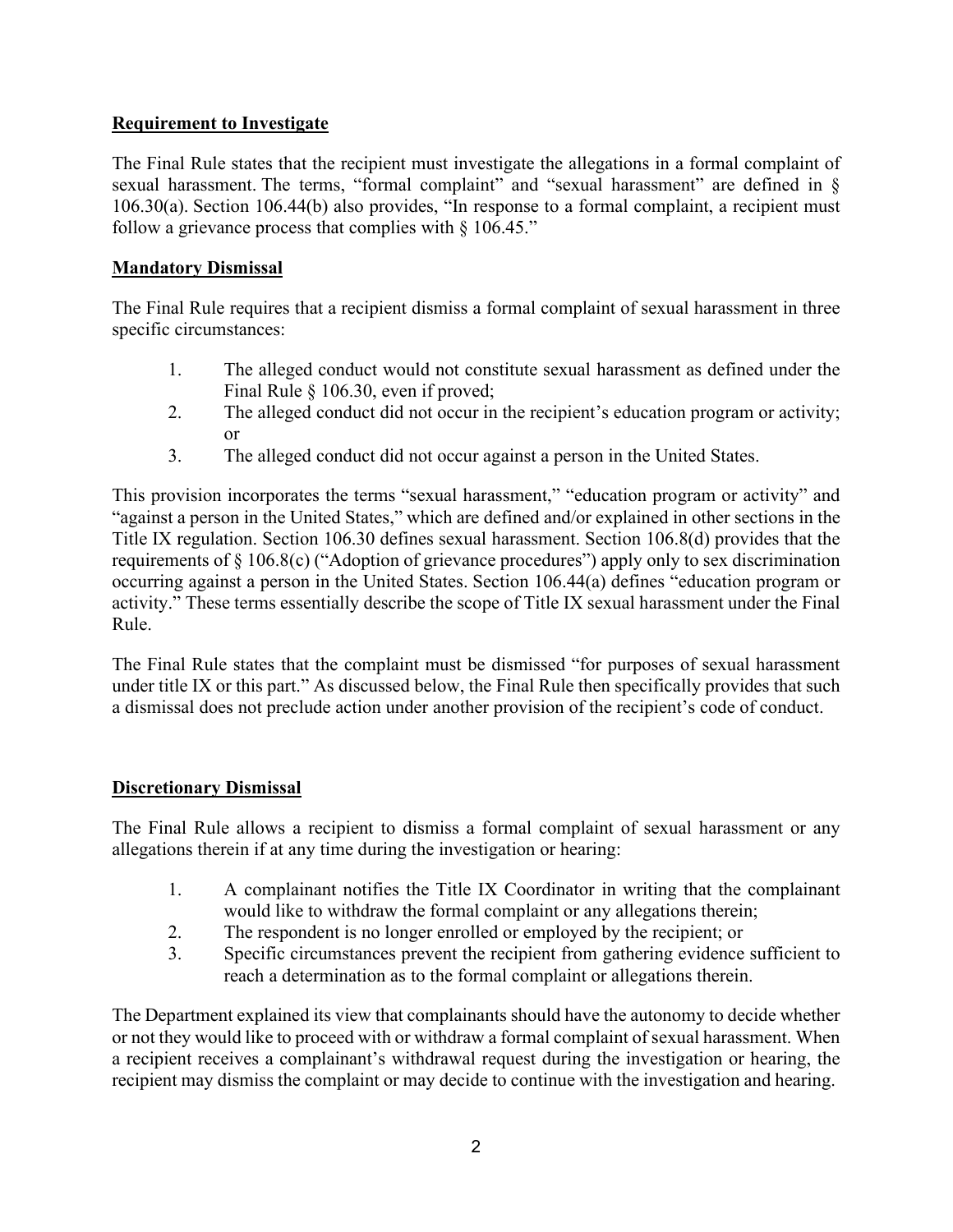**Requirement to Investigate**

The Final Rule states that the recipient must investigate the allegations in a formal complaint of sexual harassment. The terms, "formal complaint" and "sexual harassment" are defined in § 106.30(a). Section 106.44(b) also provides, "In response to a formal complaint, a recipient must follow a grievance process that complies with § 106.45."

**Mandatory Dismissal**

The Final Rule requires that a recipient dismiss a formal complaint of sexual harassment in three specific circumstances:

1. The alleged conduct would not constitute sexual harassment as defined under the Final Rule § 106.30, even if proved;
2. The alleged conduct did not occur in the recipient's education program or activity; or
3. The alleged conduct did not occur against a person in the United States.

This provision incorporates the terms "sexual harassment," "education program or activity" and "against a person in the United States," which are defined and/or explained in other sections in the Title IX regulation. Section 106.30 defines sexual harassment. Section 106.8(d) provides that the requirements of § 106.8(c) ("Adoption of grievance procedures") apply only to sex discrimination occurring against a person in the United States. Section 106.44(a) defines "education program or activity." These terms essentially describe the scope of Title IX sexual harassment under the Final Rule.

The Final Rule states that the complaint must be dismissed "for purposes of sexual harassment under title IX or this part." As discussed below, the Final Rule then specifically provides that such a dismissal does not preclude action under another provision of the recipient's code of conduct.

**Discretionary Dismissal**

The Final Rule allows a recipient to dismiss a formal complaint of sexual harassment or any allegations therein if at any time during the investigation or hearing:

1. A complainant notifies the Title IX Coordinator in writing that the complainant would like to withdraw the formal complaint or any allegations therein;
2. The respondent is no longer enrolled or employed by the recipient; or
3. Specific circumstances prevent the recipient from gathering evidence sufficient to reach a determination as to the formal complaint or allegations therein.

The Department explained its view that complainants should have the autonomy to decide whether or not they would like to proceed with or withdraw a formal complaint of sexual harassment. When a recipient receives a complainant's withdrawal request during the investigation or hearing, the recipient may dismiss the complaint or may decide to continue with the investigation and hearing.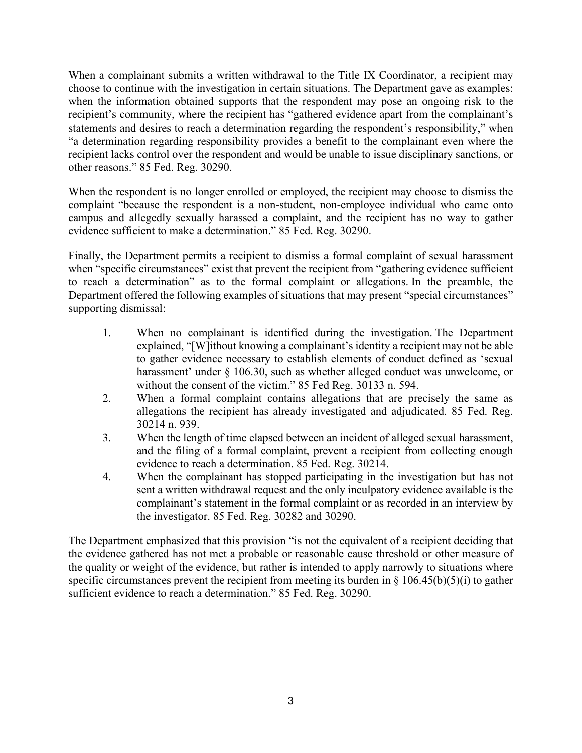When a complainant submits a written withdrawal to the Title IX Coordinator, a recipient may choose to continue with the investigation in certain situations. The Department gave as examples: when the information obtained supports that the respondent may pose an ongoing risk to the recipient's community, where the recipient has "gathered evidence apart from the complainant's statements and desires to reach a determination regarding the respondent's responsibility," when "a determination regarding responsibility provides a benefit to the complainant even where the recipient lacks control over the respondent and would be unable to issue disciplinary sanctions, or other reasons." 85 Fed. Reg. 30290.

When the respondent is no longer enrolled or employed, the recipient may choose to dismiss the complaint "because the respondent is a non-student, non-employee individual who came onto campus and allegedly sexually harassed a complaint, and the recipient has no way to gather evidence sufficient to make a determination." 85 Fed. Reg. 30290.

Finally, the Department permits a recipient to dismiss a formal complaint of sexual harassment when "specific circumstances" exist that prevent the recipient from "gathering evidence sufficient to reach a determination" as to the formal complaint or allegations. In the preamble, the Department offered the following examples of situations that may present "special circumstances" supporting dismissal:

1. When no complainant is identified during the investigation. The Department explained, "[W]ithout knowing a complainant's identity a recipient may not be able to gather evidence necessary to establish elements of conduct defined as 'sexual harassment' under § 106.30, such as whether alleged conduct was unwelcome, or without the consent of the victim." 85 Fed Reg. 30133 n. 594.
2. When a formal complaint contains allegations that are precisely the same as allegations the recipient has already investigated and adjudicated. 85 Fed. Reg. 30214 n. 939.
3. When the length of time elapsed between an incident of alleged sexual harassment, and the filing of a formal complaint, prevent a recipient from collecting enough evidence to reach a determination. 85 Fed. Reg. 30214.
4. When the complainant has stopped participating in the investigation but has not sent a written withdrawal request and the only inculpatory evidence available is the complainant's statement in the formal complaint or as recorded in an interview by the investigator. 85 Fed. Reg. 30282 and 30290.

The Department emphasized that this provision "is not the equivalent of a recipient deciding that the evidence gathered has not met a probable or reasonable cause threshold or other measure of the quality or weight of the evidence, but rather is intended to apply narrowly to situations where specific circumstances prevent the recipient from meeting its burden in § 106.45(b)(5)(i) to gather sufficient evidence to reach a determination." 85 Fed. Reg. 30290.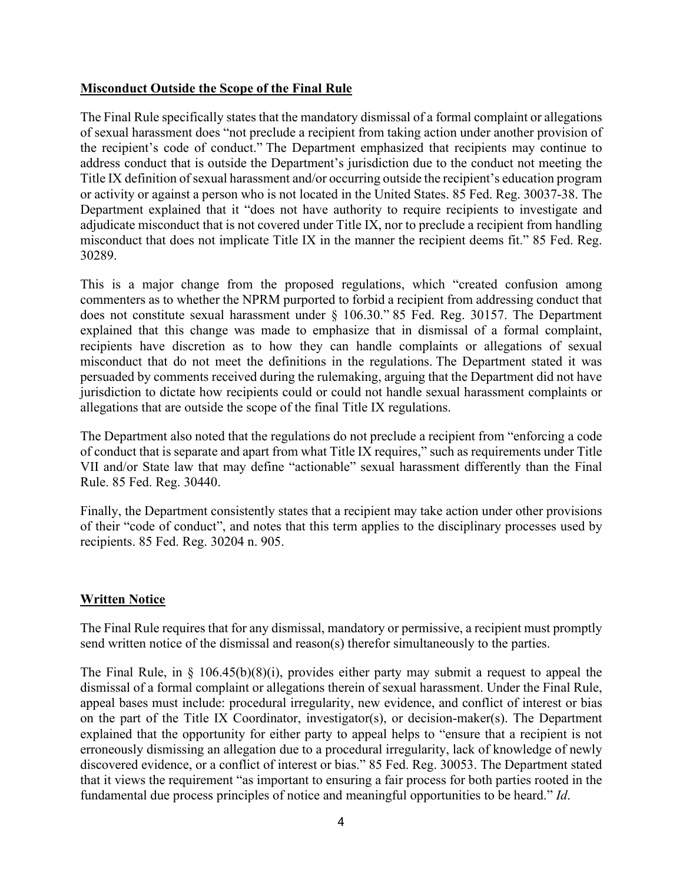**Misconduct Outside the Scope of the Final Rule**

The Final Rule specifically states that the mandatory dismissal of a formal complaint or allegations of sexual harassment does "not preclude a recipient from taking action under another provision of the recipient's code of conduct." The Department emphasized that recipients may continue to address conduct that is outside the Department's jurisdiction due to the conduct not meeting the Title IX definition of sexual harassment and/or occurring outside the recipient's education program or activity or against a person who is not located in the United States. 85 Fed. Reg. 30037-38. The Department explained that it "does not have authority to require recipients to investigate and adjudicate misconduct that is not covered under Title IX, nor to preclude a recipient from handling misconduct that does not implicate Title IX in the manner the recipient deems fit." 85 Fed. Reg. 30289.

This is a major change from the proposed regulations, which "created confusion among commenters as to whether the NPRM purported to forbid a recipient from addressing conduct that does not constitute sexual harassment under § 106.30." 85 Fed. Reg. 30157. The Department explained that this change was made to emphasize that in dismissal of a formal complaint, recipients have discretion as to how they can handle complaints or allegations of sexual misconduct that do not meet the definitions in the regulations. The Department stated it was persuaded by comments received during the rulemaking, arguing that the Department did not have jurisdiction to dictate how recipients could or could not handle sexual harassment complaints or allegations that are outside the scope of the final Title IX regulations.

The Department also noted that the regulations do not preclude a recipient from "enforcing a code of conduct that is separate and apart from what Title IX requires," such as requirements under Title VII and/or State law that may define "actionable" sexual harassment differently than the Final Rule. 85 Fed. Reg. 30440.

Finally, the Department consistently states that a recipient may take action under other provisions of their "code of conduct", and notes that this term applies to the disciplinary processes used by recipients. 85 Fed. Reg. 30204 n. 905.

**Written Notice**

The Final Rule requires that for any dismissal, mandatory or permissive, a recipient must promptly send written notice of the dismissal and reason(s) therefor simultaneously to the parties.

The Final Rule, in § 106.45(b)(8)(i), provides either party may submit a request to appeal the dismissal of a formal complaint or allegations therein of sexual harassment. Under the Final Rule, appeal bases must include: procedural irregularity, new evidence, and conflict of interest or bias on the part of the Title IX Coordinator, investigator(s), or decision-maker(s). The Department explained that the opportunity for either party to appeal helps to "ensure that a recipient is not erroneously dismissing an allegation due to a procedural irregularity, lack of knowledge of newly discovered evidence, or a conflict of interest or bias." 85 Fed. Reg. 30053. The Department stated that it views the requirement "as important to ensuring a fair process for both parties rooted in the fundamental due process principles of notice and meaningful opportunities to be heard." *Id*.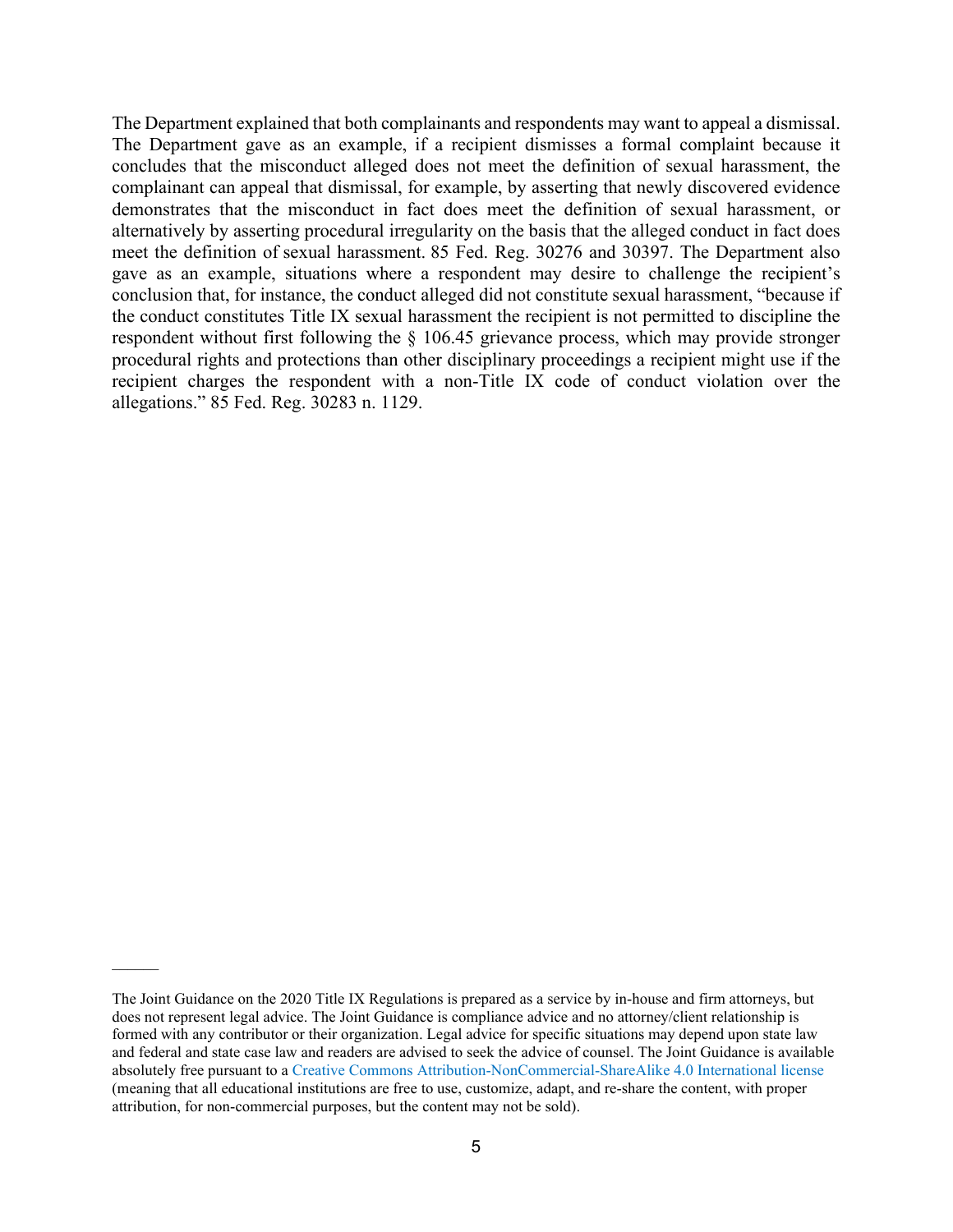The Department explained that both complainants and respondents may want to appeal a dismissal. The Department gave as an example, if a recipient dismisses a formal complaint because it concludes that the misconduct alleged does not meet the definition of sexual harassment, the complainant can appeal that dismissal, for example, by asserting that newly discovered evidence demonstrates that the misconduct in fact does meet the definition of sexual harassment, or alternatively by asserting procedural irregularity on the basis that the alleged conduct in fact does meet the definition of sexual harassment. 85 Fed. Reg. 30276 and 30397. The Department also gave as an example, situations where a respondent may desire to challenge the recipient's conclusion that, for instance, the conduct alleged did not constitute sexual harassment, "because if the conduct constitutes Title IX sexual harassment the recipient is not permitted to discipline the respondent without first following the § 106.45 grievance process, which may provide stronger procedural rights and protections than other disciplinary proceedings a recipient might use if the recipient charges the respondent with a non-Title IX code of conduct violation over the allegations." 85 Fed. Reg. 30283 n. 1129.

---

The Joint Guidance on the 2020 Title IX Regulations is prepared as a service by in-house and firm attorneys, but does not represent legal advice. The Joint Guidance is compliance advice and no attorney/client relationship is formed with any contributor or their organization. Legal advice for specific situations may depend upon state law and federal and state case law and readers are advised to seek the advice of counsel. The Joint Guidance is available absolutely free pursuant to a Creative Commons Attribution-NonCommercial-ShareAlike 4.0 International license (meaning that all educational institutions are free to use, customize, adapt, and re-share the content, with proper attribution, for non-commercial purposes, but the content may not be sold).